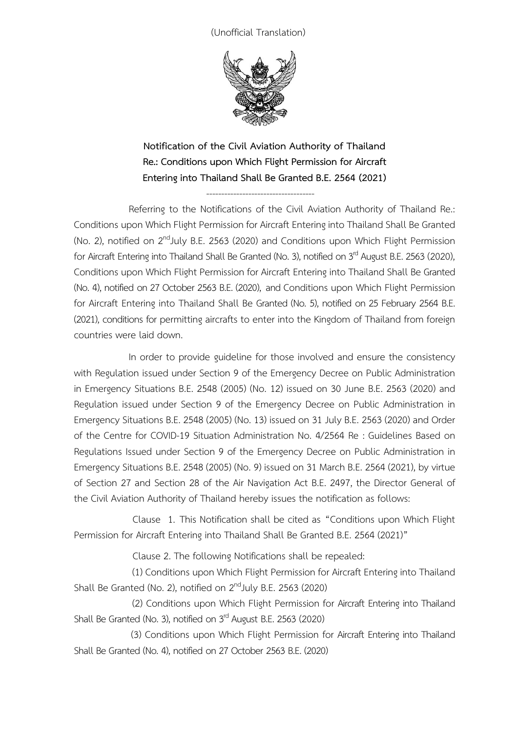(Unofficial Translation)

**Notification of the Civil Aviation Authority of Thailand**
**Re.: Conditions upon Which Flight Permission for Aircraft Entering into Thailand Shall Be Granted B.E. 2564 (2021)**

------------------------------------

Referring to the Notifications of the Civil Aviation Authority of Thailand Re.: Conditions upon Which Flight Permission for Aircraft Entering into Thailand Shall Be Granted (No. 2), notified on 2nd July B.E. 2563 (2020) and Conditions upon Which Flight Permission for Aircraft Entering into Thailand Shall Be Granted (No. 3), notified on 3rd August B.E. 2563 (2020), Conditions upon Which Flight Permission for Aircraft Entering into Thailand Shall Be Granted (No. 4), notified on 27 October 2563 B.E. (2020), and Conditions upon Which Flight Permission for Aircraft Entering into Thailand Shall Be Granted (No. 5), notified on 25 February 2564 B.E. (2021), conditions for permitting aircrafts to enter into the Kingdom of Thailand from foreign countries were laid down.

In order to provide guideline for those involved and ensure the consistency with Regulation issued under Section 9 of the Emergency Decree on Public Administration in Emergency Situations B.E. 2548 (2005) (No. 12) issued on 30 June B.E. 2563 (2020) and Regulation issued under Section 9 of the Emergency Decree on Public Administration in Emergency Situations B.E. 2548 (2005) (No. 13) issued on 31 July B.E. 2563 (2020) and Order of the Centre for COVID-19 Situation Administration No. 4/2564 Re : Guidelines Based on Regulations Issued under Section 9 of the Emergency Decree on Public Administration in Emergency Situations B.E. 2548 (2005) (No. 9) issued on 31 March B.E. 2564 (2021), by virtue of Section 27 and Section 28 of the Air Navigation Act B.E. 2497, the Director General of the Civil Aviation Authority of Thailand hereby issues the notification as follows:

Clause 1. This Notification shall be cited as "Conditions upon Which Flight Permission for Aircraft Entering into Thailand Shall Be Granted B.E. 2564 (2021)"

Clause 2. The following Notifications shall be repealed:

(1) Conditions upon Which Flight Permission for Aircraft Entering into Thailand Shall Be Granted (No. 2), notified on 2nd July B.E. 2563 (2020)

(2) Conditions upon Which Flight Permission for Aircraft Entering into Thailand Shall Be Granted (No. 3), notified on 3rd August B.E. 2563 (2020)

(3) Conditions upon Which Flight Permission for Aircraft Entering into Thailand Shall Be Granted (No. 4), notified on 27 October 2563 B.E. (2020)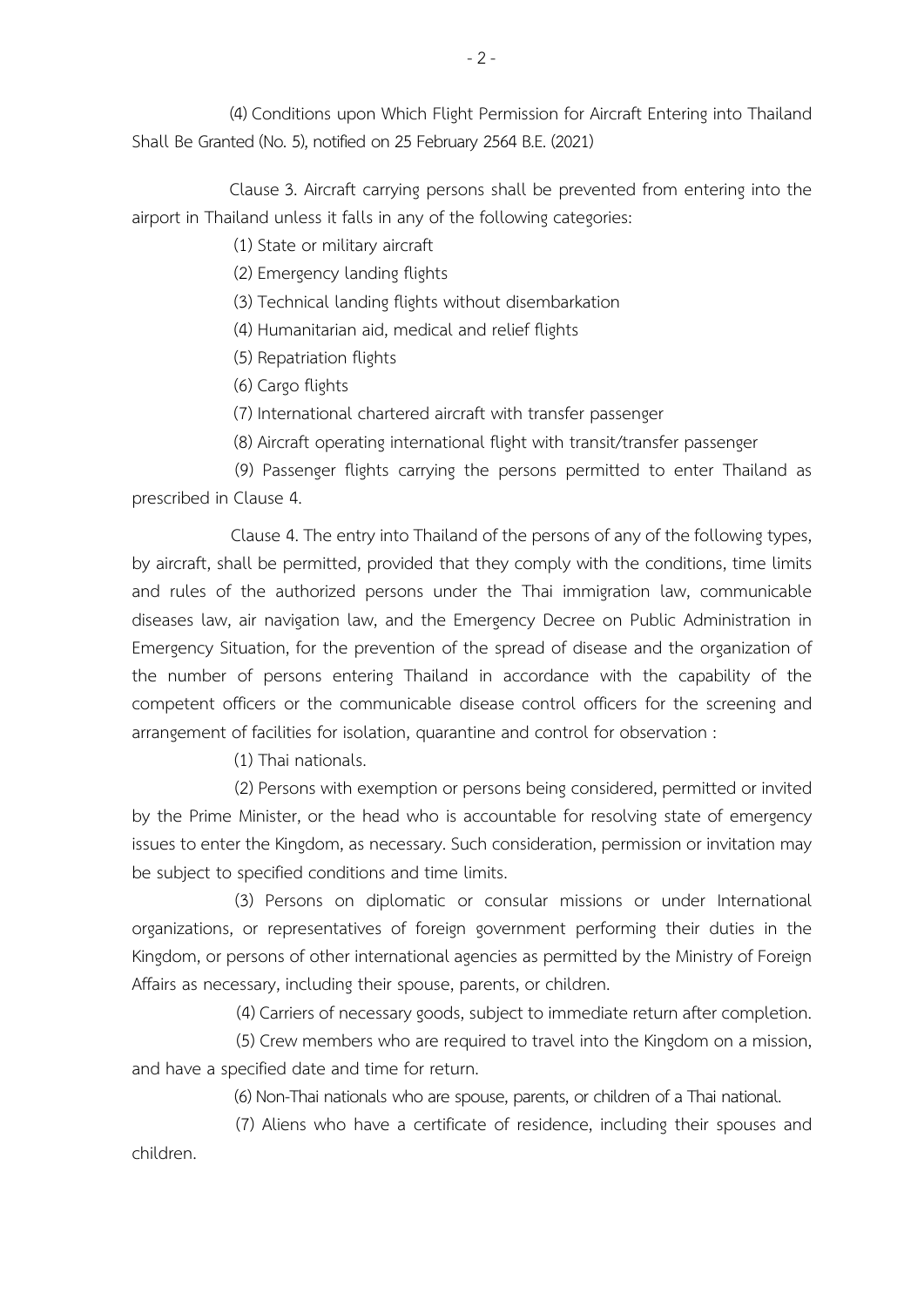(4) Conditions upon Which Flight Permission for Aircraft Entering into Thailand Shall Be Granted (No. 5), notified on 25 February 2564 B.E. (2021)

Clause 3. Aircraft carrying persons shall be prevented from entering into the airport in Thailand unless it falls in any of the following categories:

(1) State or military aircraft

(2) Emergency landing flights

(3) Technical landing flights without disembarkation

(4) Humanitarian aid, medical and relief flights

(5) Repatriation flights

(6) Cargo flights

(7) International chartered aircraft with transfer passenger

(8) Aircraft operating international flight with transit/transfer passenger

(9) Passenger flights carrying the persons permitted to enter Thailand as prescribed in Clause 4.

Clause 4. The entry into Thailand of the persons of any of the following types, by aircraft, shall be permitted, provided that they comply with the conditions, time limits and rules of the authorized persons under the Thai immigration law, communicable diseases law, air navigation law, and the Emergency Decree on Public Administration in Emergency Situation, for the prevention of the spread of disease and the organization of the number of persons entering Thailand in accordance with the capability of the competent officers or the communicable disease control officers for the screening and arrangement of facilities for isolation, quarantine and control for observation :

(1) Thai nationals.

(2) Persons with exemption or persons being considered, permitted or invited by the Prime Minister, or the head who is accountable for resolving state of emergency issues to enter the Kingdom, as necessary. Such consideration, permission or invitation may be subject to specified conditions and time limits.

(3) Persons on diplomatic or consular missions or under International organizations, or representatives of foreign government performing their duties in the Kingdom, or persons of other international agencies as permitted by the Ministry of Foreign Affairs as necessary, including their spouse, parents, or children.

(4) Carriers of necessary goods, subject to immediate return after completion.

(5) Crew members who are required to travel into the Kingdom on a mission, and have a specified date and time for return.

(6) Non-Thai nationals who are spouse, parents, or children of a Thai national.

(7) Aliens who have a certificate of residence, including their spouses and children.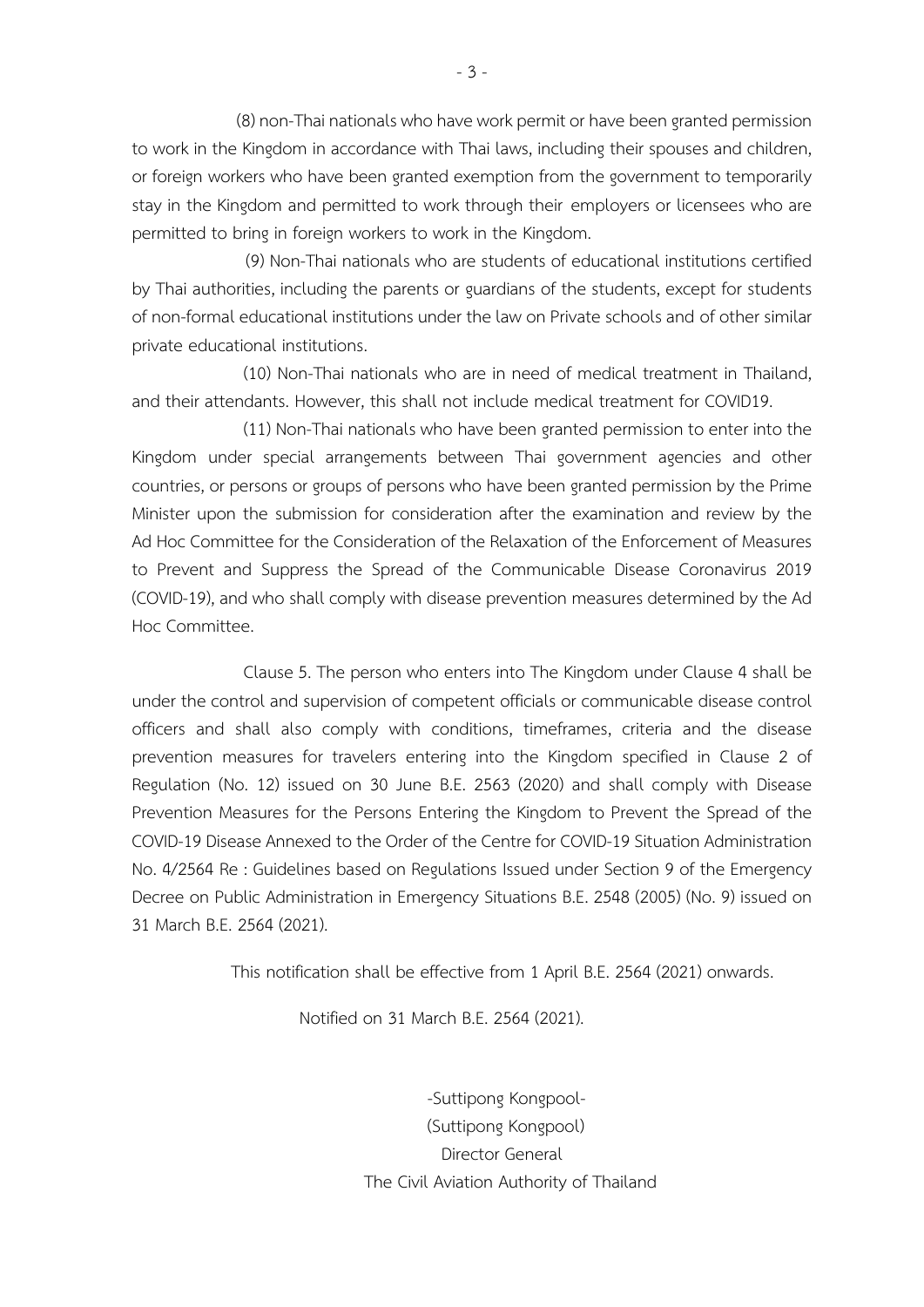(8) non-Thai nationals who have work permit or have been granted permission to work in the Kingdom in accordance with Thai laws, including their spouses and children, or foreign workers who have been granted exemption from the government to temporarily stay in the Kingdom and permitted to work through their employers or licensees who are permitted to bring in foreign workers to work in the Kingdom.

(9) Non-Thai nationals who are students of educational institutions certified by Thai authorities, including the parents or guardians of the students, except for students of non-formal educational institutions under the law on Private schools and of other similar private educational institutions.

(10) Non-Thai nationals who are in need of medical treatment in Thailand, and their attendants. However, this shall not include medical treatment for COVID19.

(11) Non-Thai nationals who have been granted permission to enter into the Kingdom under special arrangements between Thai government agencies and other countries, or persons or groups of persons who have been granted permission by the Prime Minister upon the submission for consideration after the examination and review by the Ad Hoc Committee for the Consideration of the Relaxation of the Enforcement of Measures to Prevent and Suppress the Spread of the Communicable Disease Coronavirus 2019 (COVID-19), and who shall comply with disease prevention measures determined by the Ad Hoc Committee.

Clause 5. The person who enters into The Kingdom under Clause 4 shall be under the control and supervision of competent officials or communicable disease control officers and shall also comply with conditions, timeframes, criteria and the disease prevention measures for travelers entering into the Kingdom specified in Clause 2 of Regulation (No. 12) issued on 30 June B.E. 2563 (2020) and shall comply with Disease Prevention Measures for the Persons Entering the Kingdom to Prevent the Spread of the COVID-19 Disease Annexed to the Order of the Centre for COVID-19 Situation Administration No. 4/2564 Re : Guidelines based on Regulations Issued under Section 9 of the Emergency Decree on Public Administration in Emergency Situations B.E. 2548 (2005) (No. 9) issued on 31 March B.E. 2564 (2021).

This notification shall be effective from 1 April B.E. 2564 (2021) onwards.

Notified on 31 March B.E. 2564 (2021).

-Suttipong Kongpool-
(Suttipong Kongpool)
Director General
The Civil Aviation Authority of Thailand